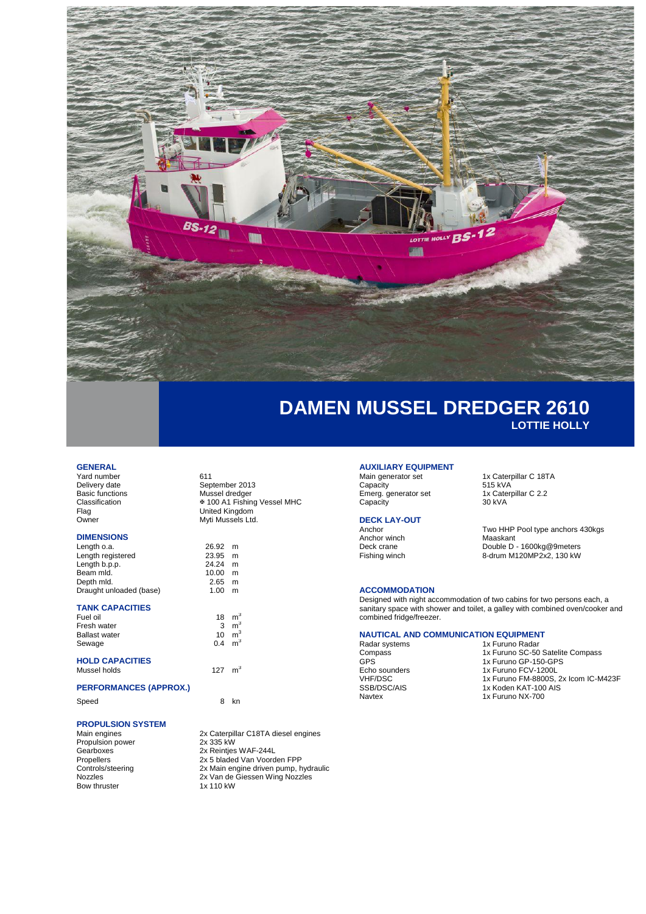# DAMEN MUSSEL DREDGER 2610

## LOTTIE HOLLY

### GENERAL

| | |
|---|---|
| Yard number | 611 |
| Delivery date | September 2013 |
| Basic functions | Mussel dredger |
| Classification | ✠ 100 A1 Fishing Vessel MHC |
| Flag | United Kingdom |
| Owner | Myti Mussels Ltd. |

### DIMENSIONS

| | |
|---|---|
| Length o.a. | 26.92 m |
| Length registered | 23.95 m |
| Length b.p.p. | 24.24 m |
| Beam mld. | 10.00 m |
| Depth mld. | 2.65 m |
| Draught unloaded (base) | 1.00 m |

### TANK CAPACITIES

| | |
|---|---|
| Fuel oil | 18 $m^3$ |
| Fresh water | 3 $m^3$ |
| Ballast water | 10 $m^3$ |
| Sewage | 0.4 $m^3$ |

### HOLD CAPACITIES

| | |
|---|---|
| Mussel holds | 127 $m^3$ |

### PERFORMANCES (APPROX.)

| | |
|---|---|
| Speed | 8 kn |

### PROPULSION SYSTEM

| | |
|---|---|
| Main engines | 2x Caterpillar C18TA diesel engines |
| Propulsion power | 2x 335 kW |
| Gearboxes | 2x Reintjes WAF-244L |
| Propellers | 2x 5 bladed Van Voorden FPP |
| Controls/steering | 2x Main engine driven pump, hydraulic |
| Nozzles | 2x Van de Giessen Wing Nozzles |
| Bow thruster | 1x 110 kW |

### AUXILIARY EQUIPMENT

| | |
|---|---|
| Main generator set | 1x Caterpillar C 18TA |
| Capacity | 515 kVA |
| Emerg. generator set | 1x Caterpillar C 2.2 |
| Capacity | 30 kVA |

### DECK LAY-OUT

| | |
|---|---|
| Anchor | Two HHP Pool type anchors 430kgs |
| Anchor winch | Maaskant |
| Deck crane | Double D - 1600kg@9meters |
| Fishing winch | 8-drum M120MP2x2, 130 kW |

### ACCOMMODATION

Designed with night accommodation of two cabins for two persons each, a sanitary space with shower and toilet, a galley with combined oven/cooker and combined fridge/freezer.

### NAUTICAL AND COMMUNICATION EQUIPMENT

| | |
|---|---|
| Radar systems | 1x Furuno Radar |
| Compass | 1x Furuno SC-50 Satelite Compass |
| GPS | 1x Furuno GP-150-GPS |
| Echo sounders | 1x Furuno FCV-1200L |
| VHF/DSC | 1x Furuno FM-8800S, 2x Icom IC-M423F |
| SSB/DSC/AIS | 1x Koden KAT-100 AIS |
| Navtex | 1x Furuno NX-700 |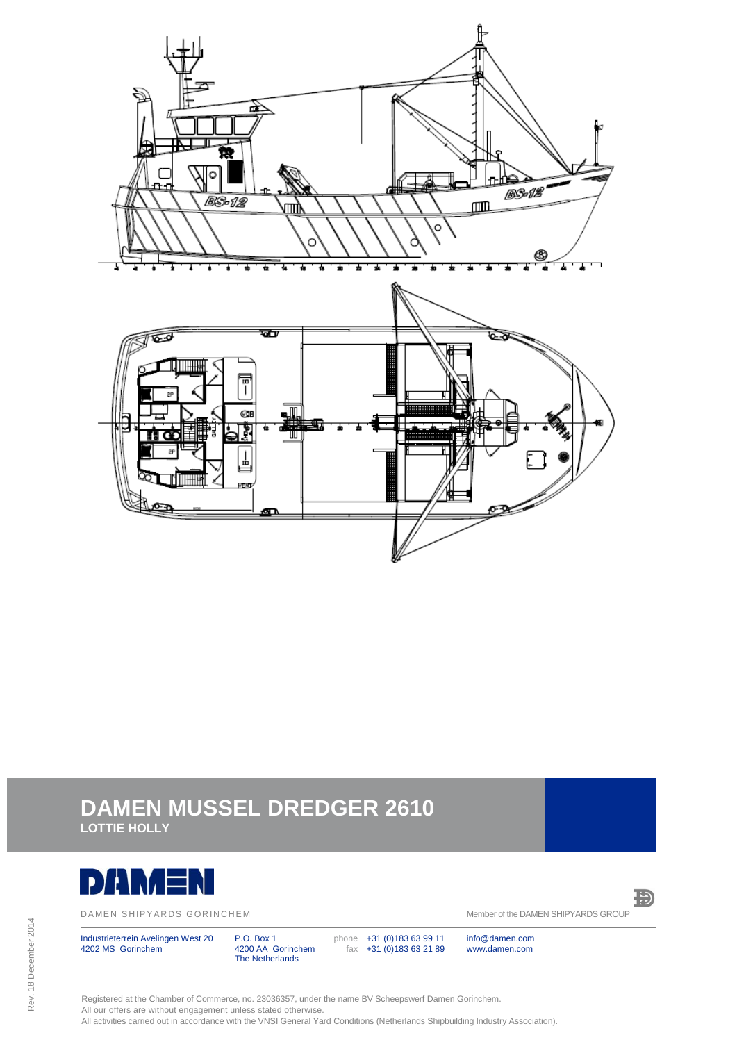# DAMEN MUSSEL DREDGER 2610

**LOTTIE HOLLY**

DAMEN SHIPYARDS GORINCHEM

Member of the DAMEN SHIPYARDS GROUP

Industrieterrein Avelingen West 20
4202 MS Gorinchem

P.O. Box 1
4200 AA Gorinchem
The Netherlands

phone +31 (0)183 63 99 11
fax +31 (0)183 63 21 89

info@damen.com
www.damen.com

Rev. 18 December 2014

Registered at the Chamber of Commerce, no. 23036357, under the name BV Scheepswerf Damen Gorinchem.
All our offers are without engagement unless stated otherwise.
All activities carried out in accordance with the VNSI General Yard Conditions (Netherlands Shipbuilding Industry Association).